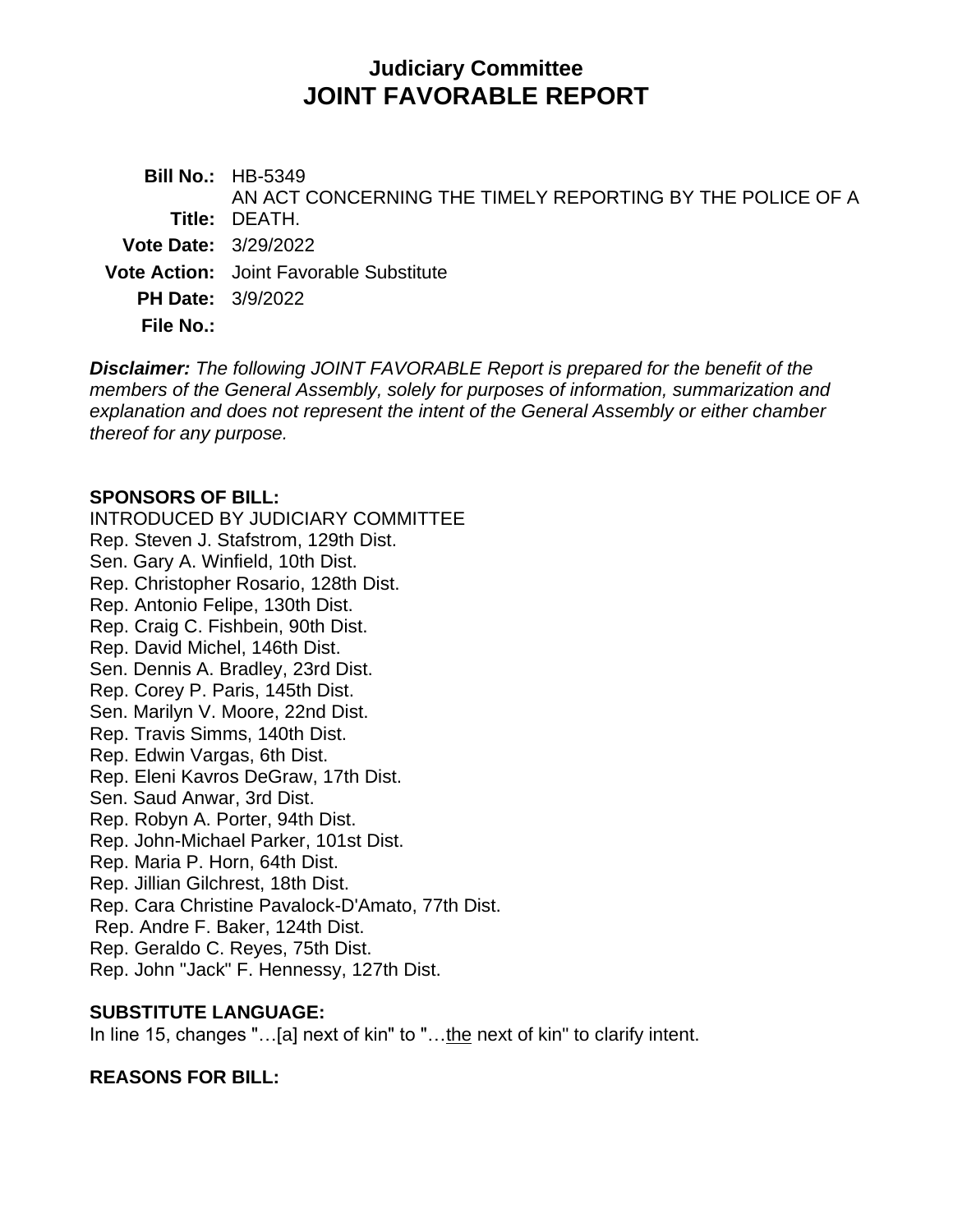# Judiciary Committee
# JOINT FAVORABLE REPORT

**Bill No.:** HB-5349

**Title:** AN ACT CONCERNING THE TIMELY REPORTING BY THE POLICE OF A DEATH.

**Vote Date:** 3/29/2022

**Vote Action:** Joint Favorable Substitute

**PH Date:** 3/9/2022

**File No.:**

***Disclaimer:*** *The following JOINT FAVORABLE Report is prepared for the benefit of the members of the General Assembly, solely for purposes of information, summarization and explanation and does not represent the intent of the General Assembly or either chamber thereof for any purpose.*

**SPONSORS OF BILL:**

INTRODUCED BY JUDICIARY COMMITTEE
Rep. Steven J. Stafstrom, 129th Dist.
Sen. Gary A. Winfield, 10th Dist.
Rep. Christopher Rosario, 128th Dist.
Rep. Antonio Felipe, 130th Dist.
Rep. Craig C. Fishbein, 90th Dist.
Rep. David Michel, 146th Dist.
Sen. Dennis A. Bradley, 23rd Dist.
Rep. Corey P. Paris, 145th Dist.
Sen. Marilyn V. Moore, 22nd Dist.
Rep. Travis Simms, 140th Dist.
Rep. Edwin Vargas, 6th Dist.
Rep. Eleni Kavros DeGraw, 17th Dist.
Sen. Saud Anwar, 3rd Dist.
Rep. Robyn A. Porter, 94th Dist.
Rep. John-Michael Parker, 101st Dist.
Rep. Maria P. Horn, 64th Dist.
Rep. Jillian Gilchrest, 18th Dist.
Rep. Cara Christine Pavalock-D'Amato, 77th Dist.
Rep. Andre F. Baker, 124th Dist.
Rep. Geraldo C. Reyes, 75th Dist.
Rep. John "Jack" F. Hennessy, 127th Dist.

**SUBSTITUTE LANGUAGE:**

In line 15, changes "…[a] next of kin" to "…<u>the</u> next of kin" to clarify intent.

**REASONS FOR BILL:**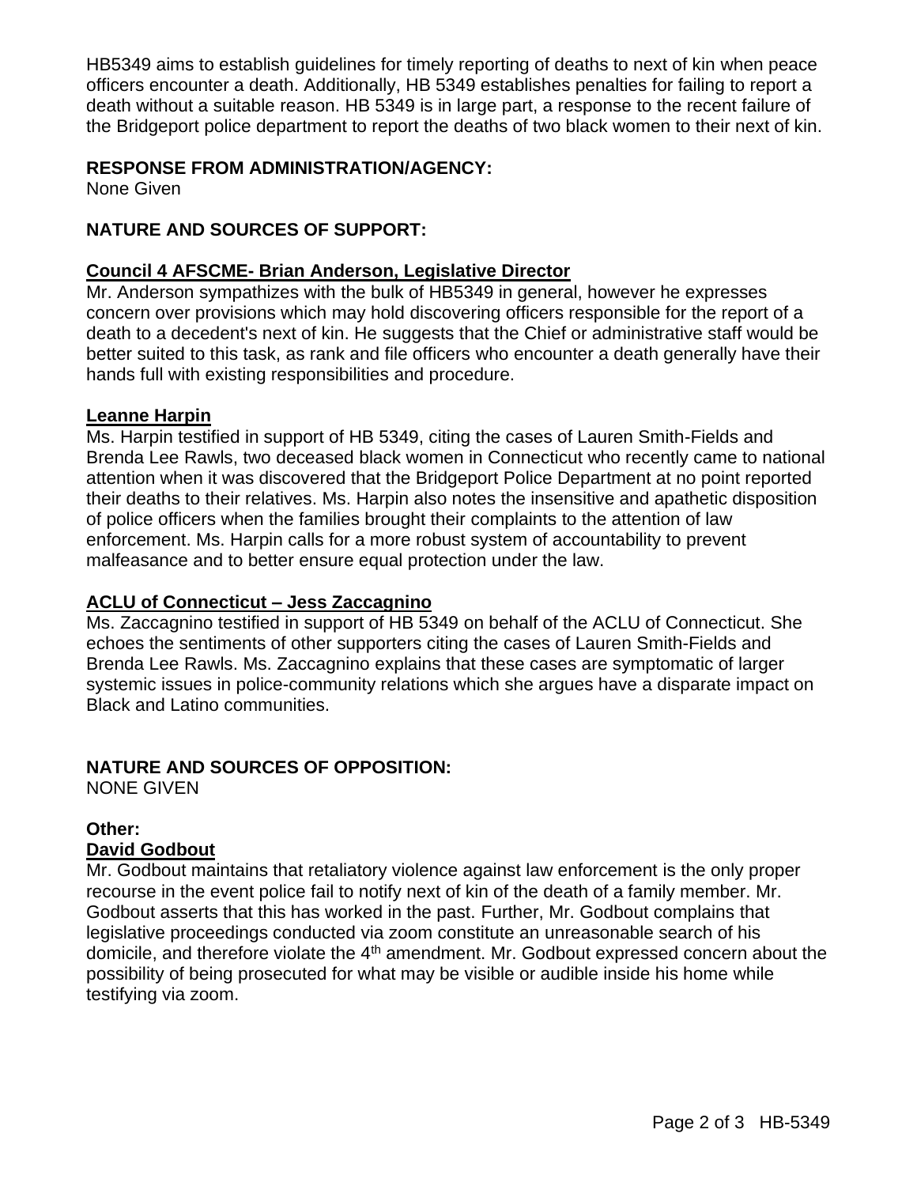HB5349 aims to establish guidelines for timely reporting of deaths to next of kin when peace officers encounter a death. Additionally, HB 5349 establishes penalties for failing to report a death without a suitable reason. HB 5349 is in large part, a response to the recent failure of the Bridgeport police department to report the deaths of two black women to their next of kin.

**RESPONSE FROM ADMINISTRATION/AGENCY:**
None Given

**NATURE AND SOURCES OF SUPPORT:**

**Council 4 AFSCME- Brian Anderson, Legislative Director**
Mr. Anderson sympathizes with the bulk of HB5349 in general, however he expresses concern over provisions which may hold discovering officers responsible for the report of a death to a decedent's next of kin. He suggests that the Chief or administrative staff would be better suited to this task, as rank and file officers who encounter a death generally have their hands full with existing responsibilities and procedure.

**Leanne Harpin**
Ms. Harpin testified in support of HB 5349, citing the cases of Lauren Smith-Fields and Brenda Lee Rawls, two deceased black women in Connecticut who recently came to national attention when it was discovered that the Bridgeport Police Department at no point reported their deaths to their relatives. Ms. Harpin also notes the insensitive and apathetic disposition of police officers when the families brought their complaints to the attention of law enforcement. Ms. Harpin calls for a more robust system of accountability to prevent malfeasance and to better ensure equal protection under the law.

**ACLU of Connecticut – Jess Zaccagnino**
Ms. Zaccagnino testified in support of HB 5349 on behalf of the ACLU of Connecticut. She echoes the sentiments of other supporters citing the cases of Lauren Smith-Fields and Brenda Lee Rawls. Ms. Zaccagnino explains that these cases are symptomatic of larger systemic issues in police-community relations which she argues have a disparate impact on Black and Latino communities.

**NATURE AND SOURCES OF OPPOSITION:**
NONE GIVEN

**Other:**
**David Godbout**
Mr. Godbout maintains that retaliatory violence against law enforcement is the only proper recourse in the event police fail to notify next of kin of the death of a family member. Mr. Godbout asserts that this has worked in the past. Further, Mr. Godbout complains that legislative proceedings conducted via zoom constitute an unreasonable search of his domicile, and therefore violate the 4th amendment. Mr. Godbout expressed concern about the possibility of being prosecuted for what may be visible or audible inside his home while testifying via zoom.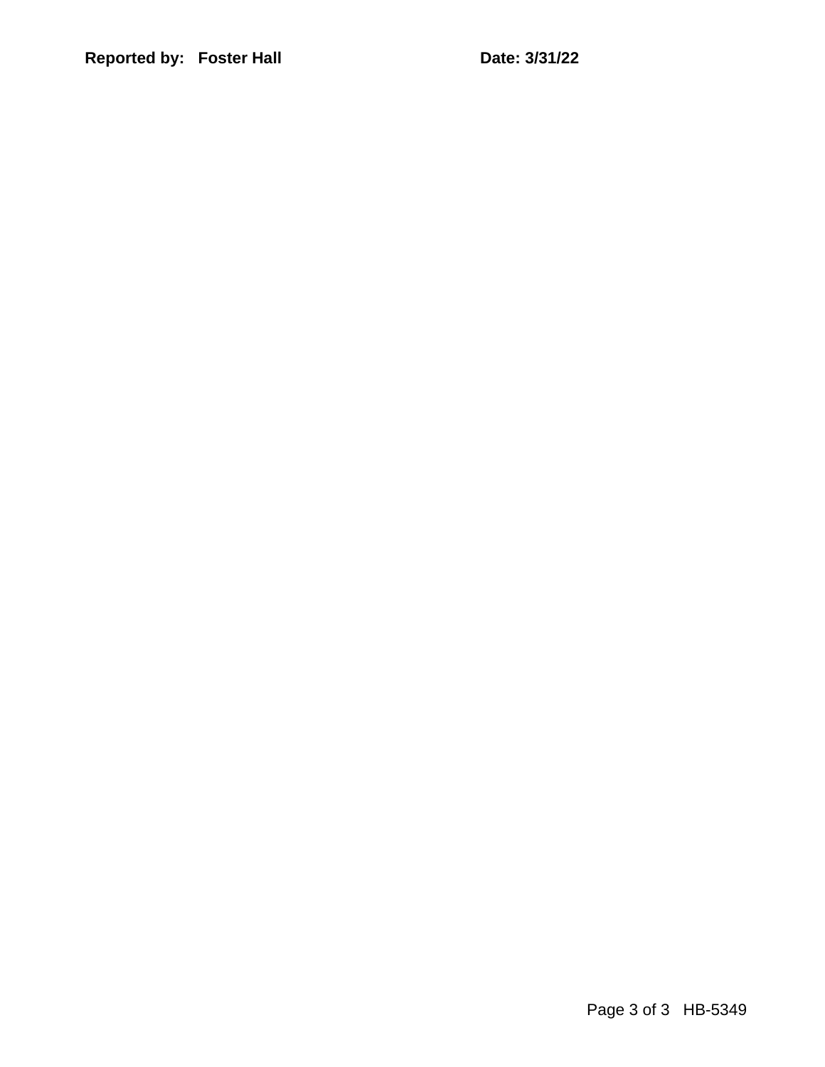**Reported by: Foster Hall** **Date: 3/31/22**